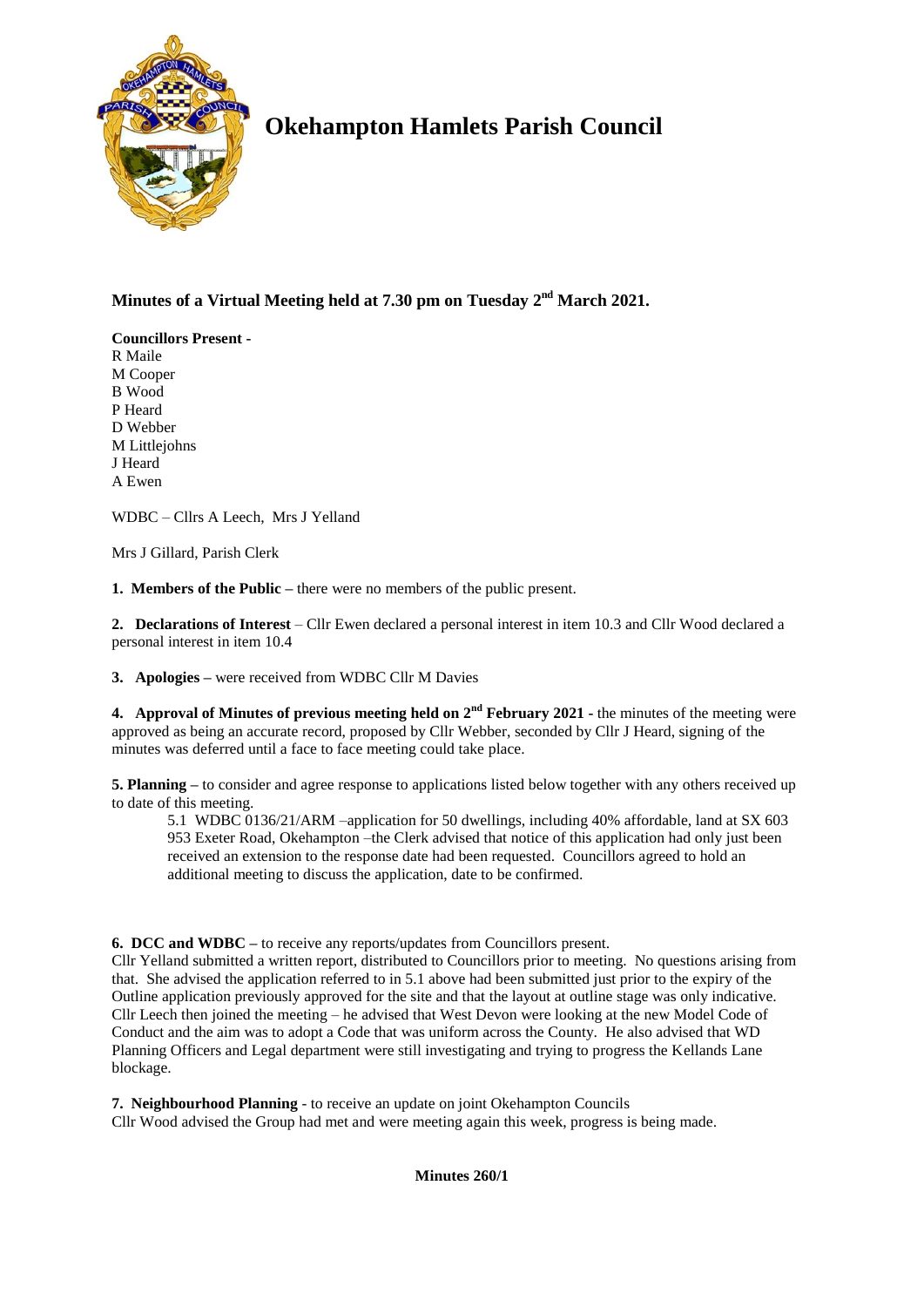# Okehampton Hamlets Parish Council

## Minutes of a Virtual Meeting held at 7.30 pm on Tuesday 2nd March 2021.

**Councillors Present -**
R Maile
M Cooper
B Wood
P Heard
D Webber
M Littlejohns
J Heard
A Ewen

WDBC – Cllrs A Leech, Mrs J Yelland

Mrs J Gillard, Parish Clerk

**1. Members of the Public –** there were no members of the public present.

**2. Declarations of Interest** – Cllr Ewen declared a personal interest in item 10.3 and Cllr Wood declared a personal interest in item 10.4

**3. Apologies –** were received from WDBC Cllr M Davies

**4. Approval of Minutes of previous meeting held on 2nd February 2021 -** the minutes of the meeting were approved as being an accurate record, proposed by Cllr Webber, seconded by Cllr J Heard, signing of the minutes was deferred until a face to face meeting could take place.

**5. Planning –** to consider and agree response to applications listed below together with any others received up to date of this meeting.

5.1 WDBC 0136/21/ARM –application for 50 dwellings, including 40% affordable, land at SX 603 953 Exeter Road, Okehampton –the Clerk advised that notice of this application had only just been received an extension to the response date had been requested. Councillors agreed to hold an additional meeting to discuss the application, date to be confirmed.

**6. DCC and WDBC –** to receive any reports/updates from Councillors present.
Cllr Yelland submitted a written report, distributed to Councillors prior to meeting. No questions arising from that. She advised the application referred to in 5.1 above had been submitted just prior to the expiry of the Outline application previously approved for the site and that the layout at outline stage was only indicative. Cllr Leech then joined the meeting – he advised that West Devon were looking at the new Model Code of Conduct and the aim was to adopt a Code that was uniform across the County. He also advised that WD Planning Officers and Legal department were still investigating and trying to progress the Kellands Lane blockage.

**7. Neighbourhood Planning** - to receive an update on joint Okehampton Councils
Cllr Wood advised the Group had met and were meeting again this week, progress is being made.

**Minutes 260/1**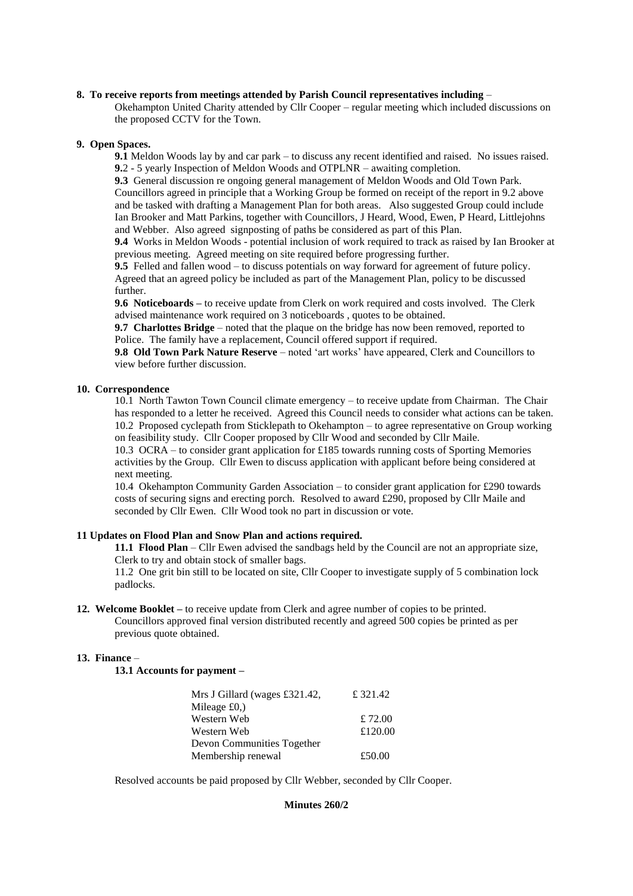**8. To receive reports from meetings attended by Parish Council representatives including** –

Okehampton United Charity attended by Cllr Cooper – regular meeting which included discussions on the proposed CCTV for the Town.

**9. Open Spaces.**

**9.1** Meldon Woods lay by and car park – to discuss any recent identified and raised. No issues raised.

**9.**2 - 5 yearly Inspection of Meldon Woods and OTPLNR – awaiting completion.

**9.3** General discussion re ongoing general management of Meldon Woods and Old Town Park. Councillors agreed in principle that a Working Group be formed on receipt of the report in 9.2 above and be tasked with drafting a Management Plan for both areas. Also suggested Group could include Ian Brooker and Matt Parkins, together with Councillors, J Heard, Wood, Ewen, P Heard, Littlejohns and Webber. Also agreed signposting of paths be considered as part of this Plan.

**9.4** Works in Meldon Woods - potential inclusion of work required to track as raised by Ian Brooker at previous meeting. Agreed meeting on site required before progressing further.

**9.5** Felled and fallen wood – to discuss potentials on way forward for agreement of future policy. Agreed that an agreed policy be included as part of the Management Plan, policy to be discussed further.

**9.6 Noticeboards –** to receive update from Clerk on work required and costs involved. The Clerk advised maintenance work required on 3 noticeboards , quotes to be obtained.

**9.7 Charlottes Bridge** – noted that the plaque on the bridge has now been removed, reported to Police. The family have a replacement, Council offered support if required.

**9.8 Old Town Park Nature Reserve** – noted 'art works' have appeared, Clerk and Councillors to view before further discussion.

**10. Correspondence**

10.1 North Tawton Town Council climate emergency – to receive update from Chairman. The Chair has responded to a letter he received. Agreed this Council needs to consider what actions can be taken.

10.2 Proposed cyclepath from Sticklepath to Okehampton – to agree representative on Group working on feasibility study. Cllr Cooper proposed by Cllr Wood and seconded by Cllr Maile.

10.3 OCRA – to consider grant application for £185 towards running costs of Sporting Memories activities by the Group. Cllr Ewen to discuss application with applicant before being considered at next meeting.

10.4 Okehampton Community Garden Association – to consider grant application for £290 towards costs of securing signs and erecting porch. Resolved to award £290, proposed by Cllr Maile and seconded by Cllr Ewen. Cllr Wood took no part in discussion or vote.

**11 Updates on Flood Plan and Snow Plan and actions required.**

**11.1 Flood Plan** – Cllr Ewen advised the sandbags held by the Council are not an appropriate size, Clerk to try and obtain stock of smaller bags.

11.2 One grit bin still to be located on site, Cllr Cooper to investigate supply of 5 combination lock padlocks.

**12. Welcome Booklet –** to receive update from Clerk and agree number of copies to be printed.

Councillors approved final version distributed recently and agreed 500 copies be printed as per previous quote obtained.

**13. Finance** –

**13.1 Accounts for payment –**

| | |
|---|---|
| Mrs J Gillard (wages £321.42, Mileage £0,) | £ 321.42 |
| Western Web | £ 72.00 |
| Western Web | £120.00 |
| Devon Communities Together Membership renewal | £50.00 |

Resolved accounts be paid proposed by Cllr Webber, seconded by Cllr Cooper.

**Minutes 260/2**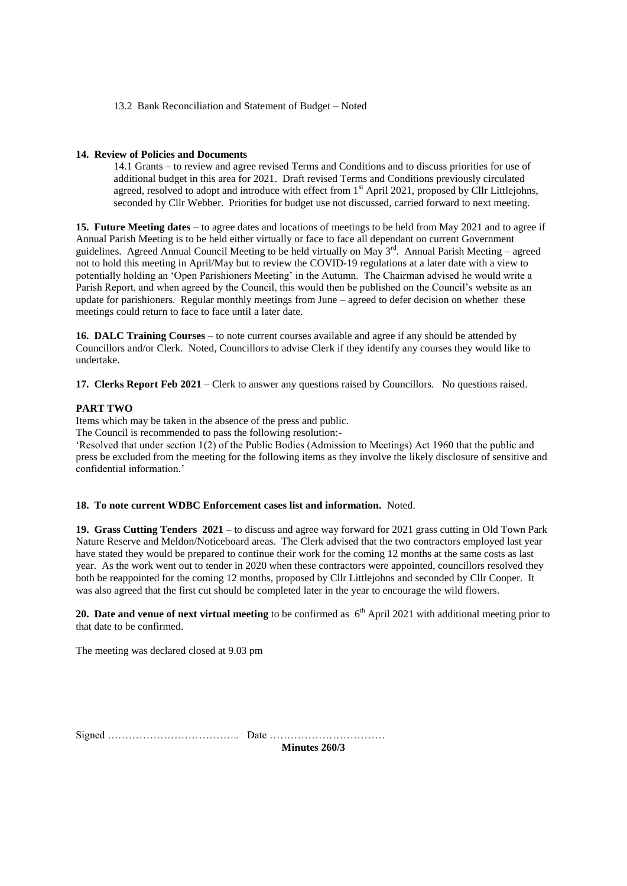13.2 Bank Reconciliation and Statement of Budget – Noted

**14. Review of Policies and Documents**

14.1 Grants – to review and agree revised Terms and Conditions and to discuss priorities for use of additional budget in this area for 2021. Draft revised Terms and Conditions previously circulated agreed, resolved to adopt and introduce with effect from 1st April 2021, proposed by Cllr Littlejohns, seconded by Cllr Webber. Priorities for budget use not discussed, carried forward to next meeting.

**15. Future Meeting dates** – to agree dates and locations of meetings to be held from May 2021 and to agree if Annual Parish Meeting is to be held either virtually or face to face all dependant on current Government guidelines. Agreed Annual Council Meeting to be held virtually on May 3rd. Annual Parish Meeting – agreed not to hold this meeting in April/May but to review the COVID-19 regulations at a later date with a view to potentially holding an 'Open Parishioners Meeting' in the Autumn. The Chairman advised he would write a Parish Report, and when agreed by the Council, this would then be published on the Council's website as an update for parishioners. Regular monthly meetings from June – agreed to defer decision on whether these meetings could return to face to face until a later date.

**16. DALC Training Courses** – to note current courses available and agree if any should be attended by Councillors and/or Clerk. Noted, Councillors to advise Clerk if they identify any courses they would like to undertake.

**17. Clerks Report Feb 2021** – Clerk to answer any questions raised by Councillors. No questions raised.

**PART TWO**

Items which may be taken in the absence of the press and public.

The Council is recommended to pass the following resolution:-

'Resolved that under section 1(2) of the Public Bodies (Admission to Meetings) Act 1960 that the public and press be excluded from the meeting for the following items as they involve the likely disclosure of sensitive and confidential information.'

**18. To note current WDBC Enforcement cases list and information.** Noted.

**19. Grass Cutting Tenders 2021 –** to discuss and agree way forward for 2021 grass cutting in Old Town Park Nature Reserve and Meldon/Noticeboard areas. The Clerk advised that the two contractors employed last year have stated they would be prepared to continue their work for the coming 12 months at the same costs as last year. As the work went out to tender in 2020 when these contractors were appointed, councillors resolved they both be reappointed for the coming 12 months, proposed by Cllr Littlejohns and seconded by Cllr Cooper. It was also agreed that the first cut should be completed later in the year to encourage the wild flowers.

**20. Date and venue of next virtual meeting** to be confirmed as 6th April 2021 with additional meeting prior to that date to be confirmed.

The meeting was declared closed at 9.03 pm

Signed ……………………………….. Date ……………………………

**Minutes 260/3**